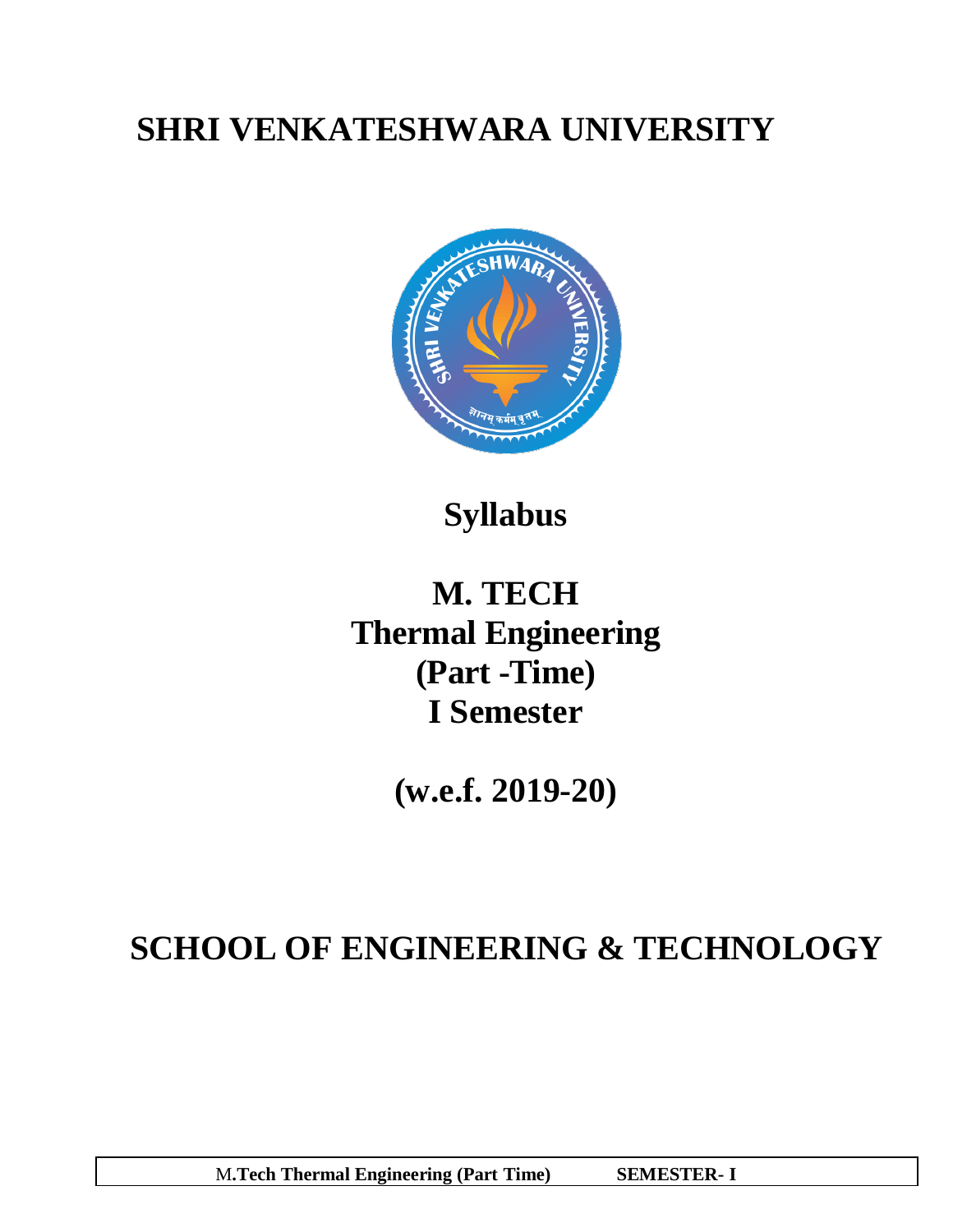# SHRI VENKATESHWARA UNIVERSITY

## Syllabus

## M. TECH
## Thermal Engineering
## (Part -Time)
## I Semester

## (w.e.f. 2019-20)

# SCHOOL OF ENGINEERING & TECHNOLOGY

| M.Tech Thermal Engineering (Part Time) | SEMESTER- I |
|---|---|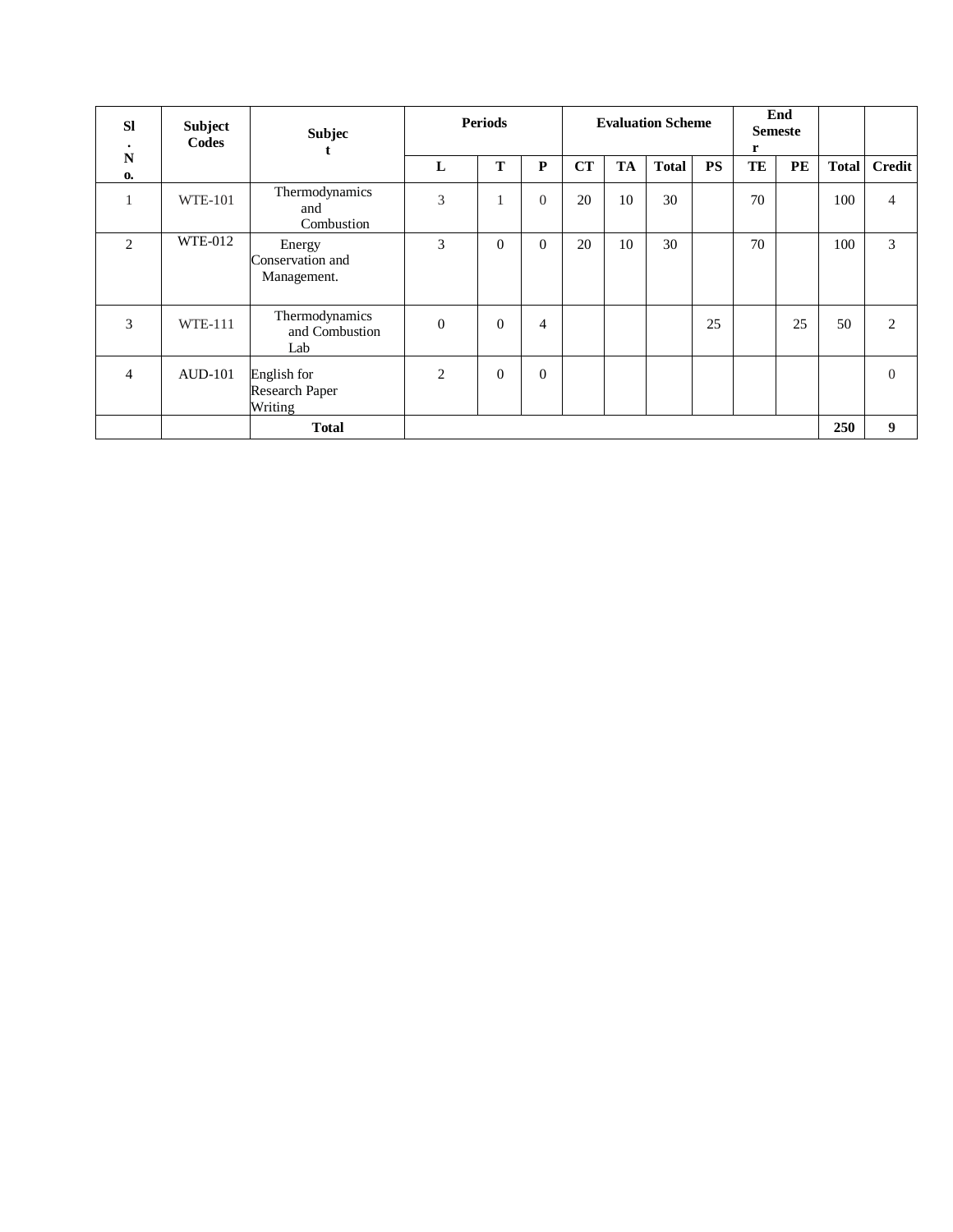| Sl. No. | Subject Codes | Subject | Periods | | | Evaluation Scheme | | | | End Semester | | | |
|---|---|---|---|---|---|---|---|---|---|---|---|---|---|
| | | | L | T | P | CT | TA | Total | PS | TE | PE | Total | Credit |
| 1 | WTE-101 | Thermodynamics and Combustion | 3 | 1 | 0 | 20 | 10 | 30 | | 70 | | 100 | 4 |
| 2 | WTE-012 | Energy Conservation and Management. | 3 | 0 | 0 | 20 | 10 | 30 | | 70 | | 100 | 3 |
| 3 | WTE-111 | Thermodynamics and Combustion Lab | 0 | 0 | 4 | | | | 25 | | 25 | 50 | 2 |
| 4 | AUD-101 | English for Research Paper Writing | 2 | 0 | 0 | | | | | | | | 0 |
| | | **Total** | | | | | | | | | | **250** | **9** |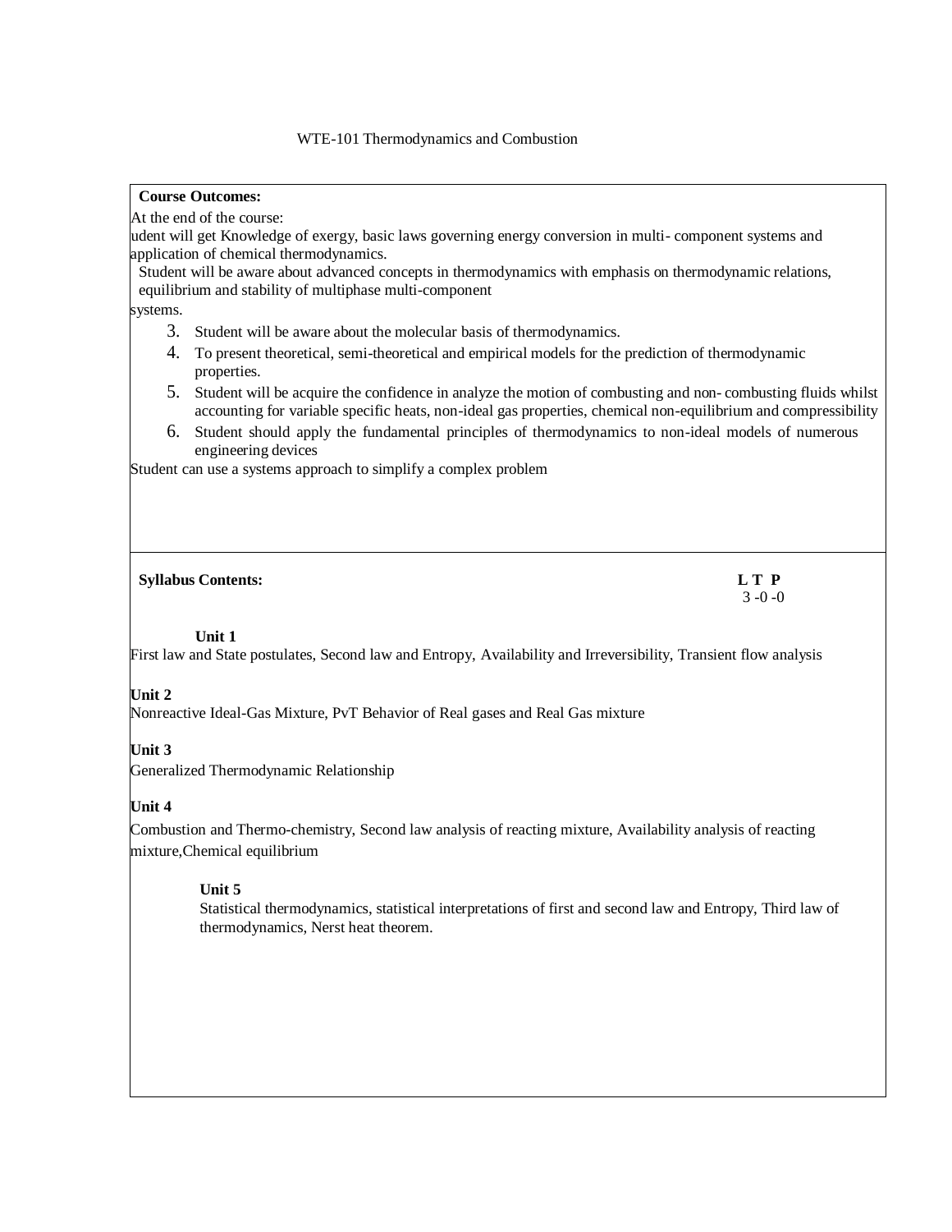WTE-101 Thermodynamics and Combustion

**Course Outcomes:**

At the end of the course:

udent will get Knowledge of exergy, basic laws governing energy conversion in multi- component systems and application of chemical thermodynamics.

Student will be aware about advanced concepts in thermodynamics with emphasis on thermodynamic relations, equilibrium and stability of multiphase multi-component systems.

3. Student will be aware about the molecular basis of thermodynamics.
4. To present theoretical, semi-theoretical and empirical models for the prediction of thermodynamic properties.
5. Student will be acquire the confidence in analyze the motion of combusting and non- combusting fluids whilst accounting for variable specific heats, non-ideal gas properties, chemical non-equilibrium and compressibility
6. Student should apply the fundamental principles of thermodynamics to non-ideal models of numerous engineering devices

Student can use a systems approach to simplify a complex problem

**Syllabus Contents:** **L T P** 3 -0 -0

**Unit 1**

First law and State postulates, Second law and Entropy, Availability and Irreversibility, Transient flow analysis

**Unit 2**

Nonreactive Ideal-Gas Mixture, PvT Behavior of Real gases and Real Gas mixture

**Unit 3**

Generalized Thermodynamic Relationship

**Unit 4**

Combustion and Thermo-chemistry, Second law analysis of reacting mixture, Availability analysis of reacting mixture,Chemical equilibrium

**Unit 5**

Statistical thermodynamics, statistical interpretations of first and second law and Entropy, Third law of thermodynamics, Nerst heat theorem.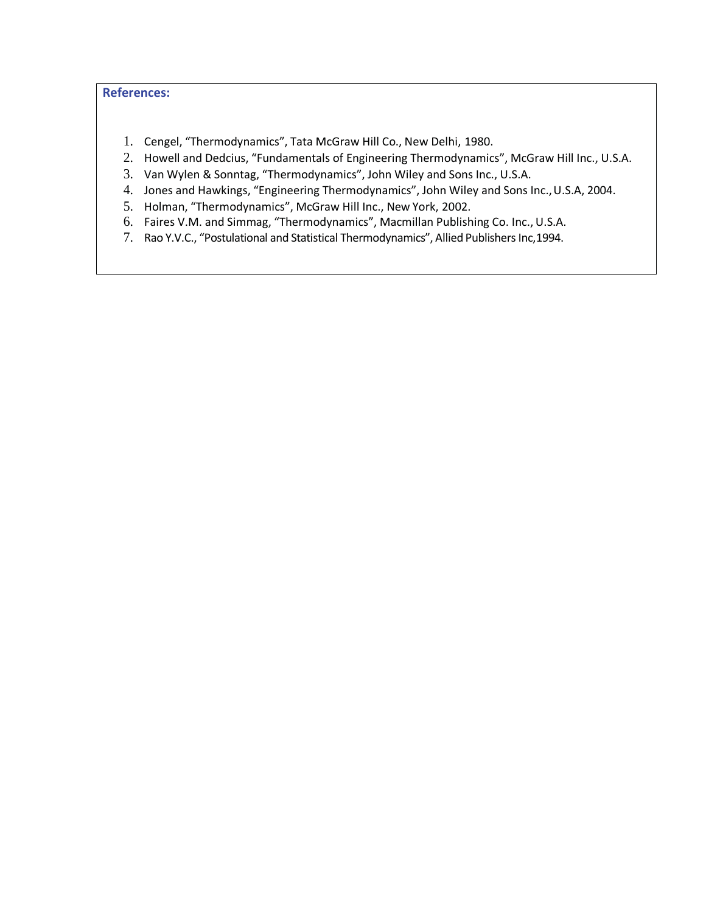**References:**

1. Cengel, “Thermodynamics”, Tata McGraw Hill Co., New Delhi, 1980.
2. Howell and Dedcius, “Fundamentals of Engineering Thermodynamics”, McGraw Hill Inc., U.S.A.
3. Van Wylen & Sonntag, “Thermodynamics”, John Wiley and Sons Inc., U.S.A.
4. Jones and Hawkings, “Engineering Thermodynamics”, John Wiley and Sons Inc., U.S.A, 2004.
5. Holman, “Thermodynamics”, McGraw Hill Inc., New York, 2002.
6. Faires V.M. and Simmag, “Thermodynamics”, Macmillan Publishing Co. Inc., U.S.A.
7. Rao Y.V.C., “Postulational and Statistical Thermodynamics”, Allied Publishers Inc,1994.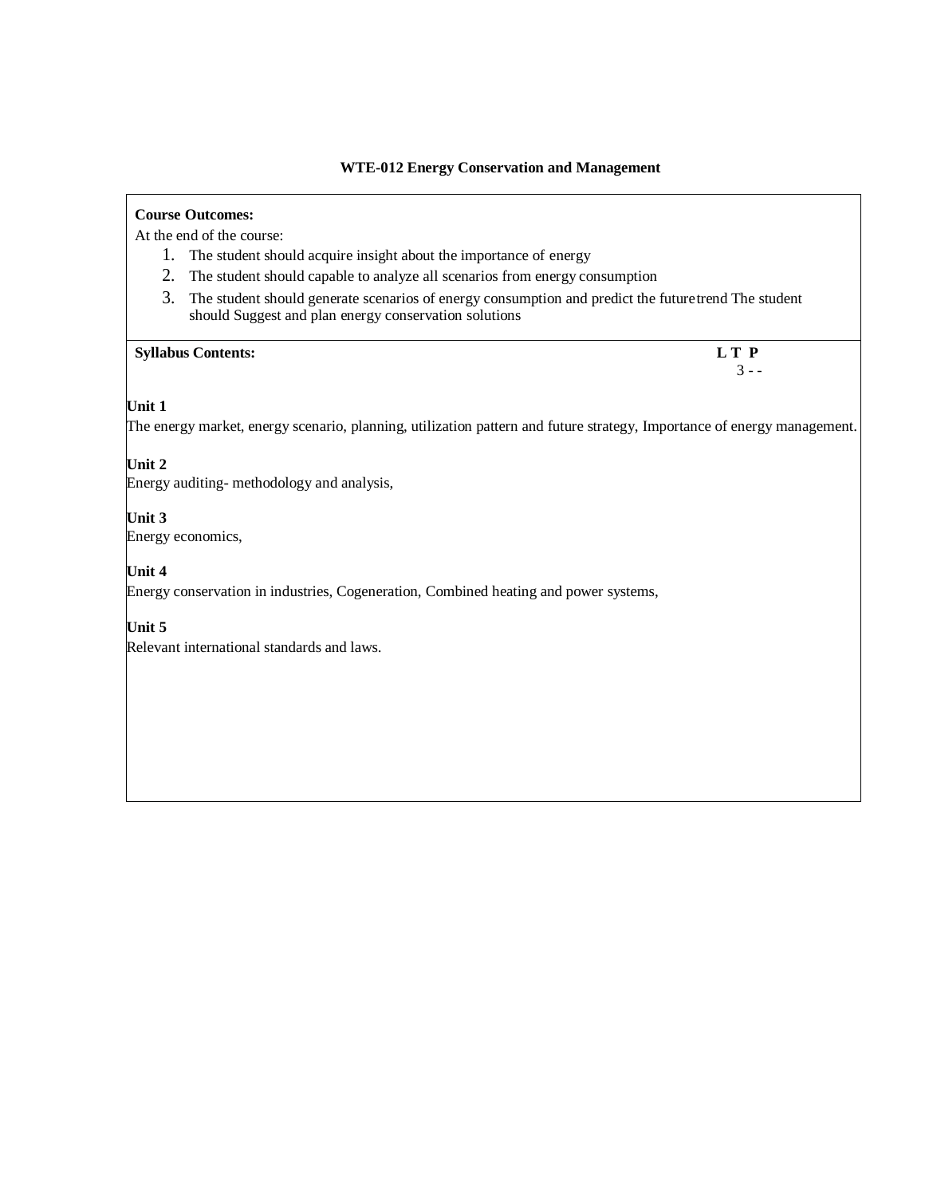## WTE-012 Energy Conservation and Management

**Course Outcomes:**

At the end of the course:

1. The student should acquire insight about the importance of energy
2. The student should capable to analyze all scenarios from energy consumption
3. The student should generate scenarios of energy consumption and predict the future trend The student should Suggest and plan energy conservation solutions

| **Syllabus Contents:** | **L T P** |
|---|---|
| | 3 - - |

**Unit 1**

The energy market, energy scenario, planning, utilization pattern and future strategy, Importance of energy management.

**Unit 2**

Energy auditing- methodology and analysis,

**Unit 3**

Energy economics,

**Unit 4**

Energy conservation in industries, Cogeneration, Combined heating and power systems,

**Unit 5**

Relevant international standards and laws.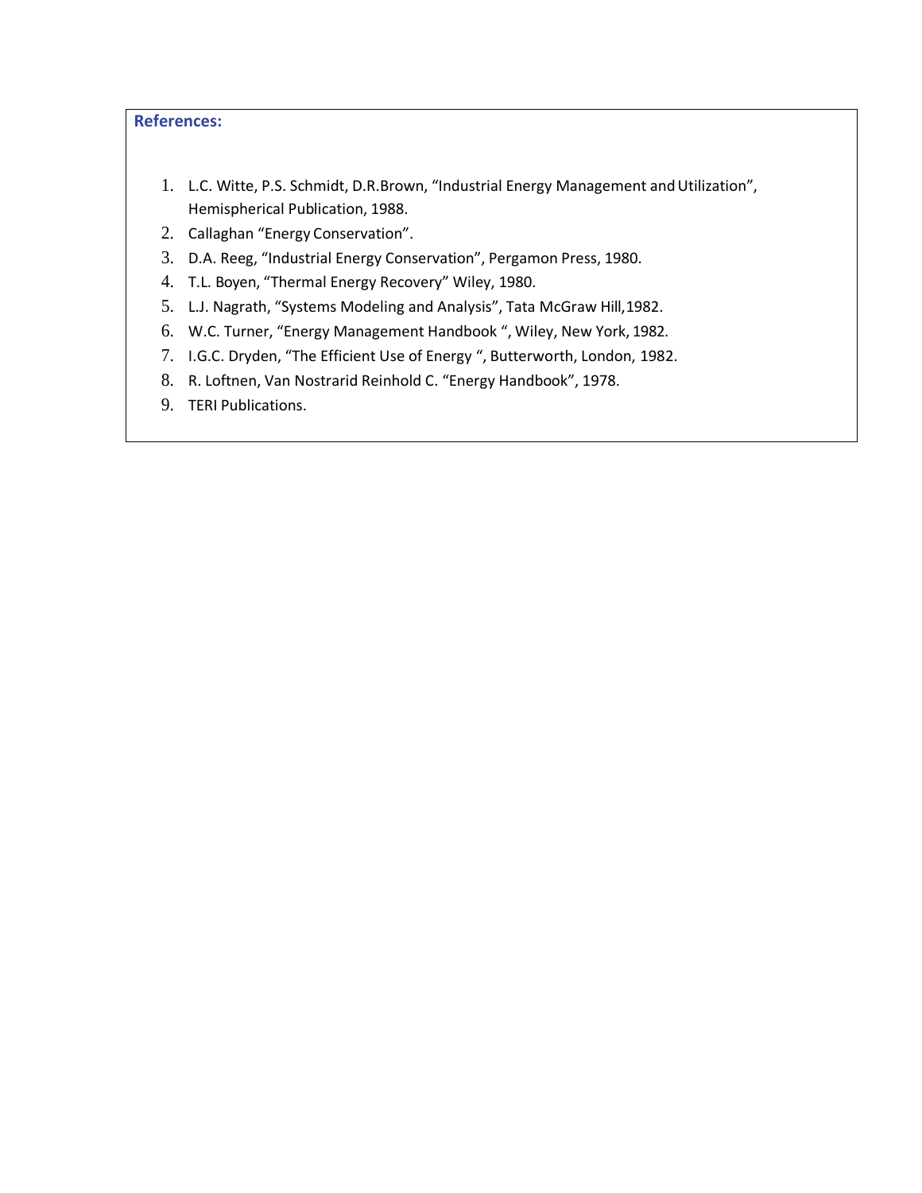**References:**

1. L.C. Witte, P.S. Schmidt, D.R.Brown, “Industrial Energy Management and Utilization”, Hemispherical Publication, 1988.
2. Callaghan “Energy Conservation”.
3. D.A. Reeg, “Industrial Energy Conservation”, Pergamon Press, 1980.
4. T.L. Boyen, “Thermal Energy Recovery” Wiley, 1980.
5. L.J. Nagrath, “Systems Modeling and Analysis”, Tata McGraw Hill,1982.
6. W.C. Turner, “Energy Management Handbook “, Wiley, New York, 1982.
7. I.G.C. Dryden, “The Efficient Use of Energy “, Butterworth, London, 1982.
8. R. Loftnen, Van Nostrarid Reinhold C. “Energy Handbook”, 1978.
9. TERI Publications.